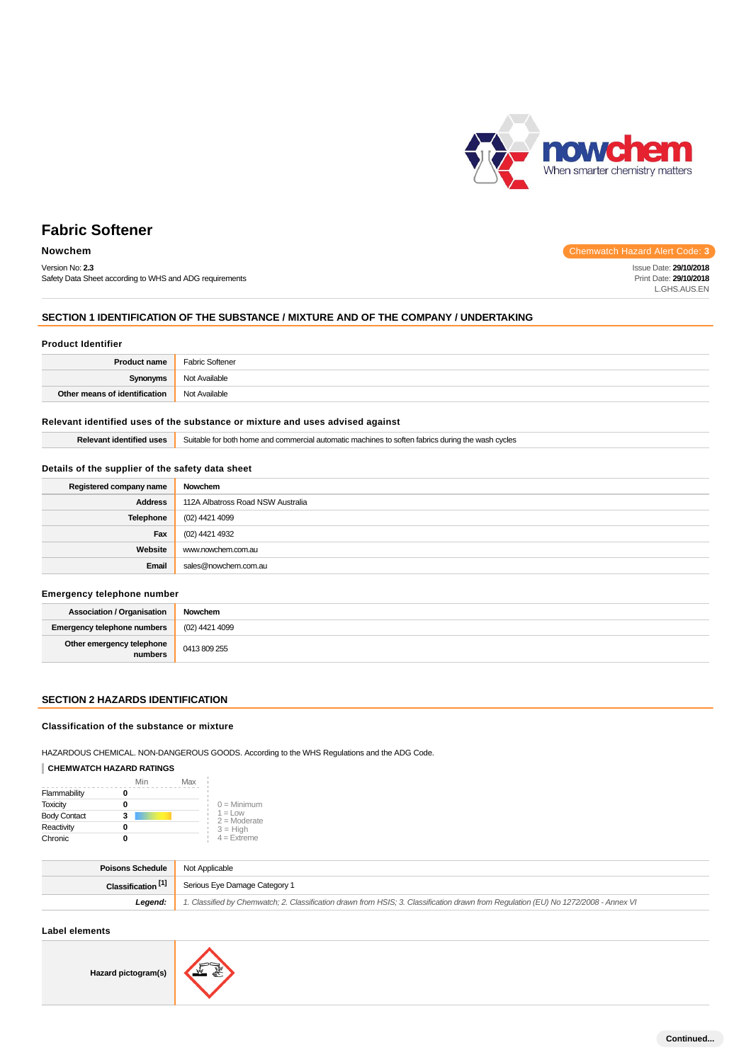# Fabric Softener

**Nowchem**

Chemwatch Hazard Alert Code: **3**

Version No: **2.3**
Safety Data Sheet according to WHS and ADG requirements

Issue Date: **29/10/2018**
Print Date: **29/10/2018**
L.GHS.AUS.EN

## SECTION 1 IDENTIFICATION OF THE SUBSTANCE / MIXTURE AND OF THE COMPANY / UNDERTAKING

### Product Identifier

| | |
|---|---|
| **Product name** | Fabric Softener |
| **Synonyms** | Not Available |
| **Other means of identification** | Not Available |

### Relevant identified uses of the substance or mixture and uses advised against

| | |
|---|---|
| **Relevant identified uses** | Suitable for both home and commercial automatic machines to soften fabrics during the wash cycles |

### Details of the supplier of the safety data sheet

| | |
|---|---|
| **Registered company name** | Nowchem |
| **Address** | 112A Albatross Road NSW Australia |
| **Telephone** | (02) 4421 4099 |
| **Fax** | (02) 4421 4932 |
| **Website** | www.nowchem.com.au |
| **Email** | sales@nowchem.com.au |

### Emergency telephone number

| | |
|---|---|
| **Association / Organisation** | Nowchem |
| **Emergency telephone numbers** | (02) 4421 4099 |
| **Other emergency telephone numbers** | 0413 809 255 |

## SECTION 2 HAZARDS IDENTIFICATION

### Classification of the substance or mixture

HAZARDOUS CHEMICAL. NON-DANGEROUS GOODS. According to the WHS Regulations and the ADG Code.

**CHEMWATCH HAZARD RATINGS**

| | Rating |
|---|---|
| Flammability | 0 |
| Toxicity | 0 |
| Body Contact | 3 |
| Reactivity | 0 |
| Chronic | 0 |

0 = Minimum
1 = Low
2 = Moderate
3 = High
4 = Extreme

| | |
|---|---|
| **Poisons Schedule** | Not Applicable |
| **Classification [1]** | Serious Eye Damage Category 1 |
| ***Legend:*** | *1. Classified by Chemwatch; 2. Classification drawn from HSIS; 3. Classification drawn from Regulation (EU) No 1272/2008 - Annex VI* |

### Label elements

| | |
|---|---|
| **Hazard pictogram(s)** | |

Continued...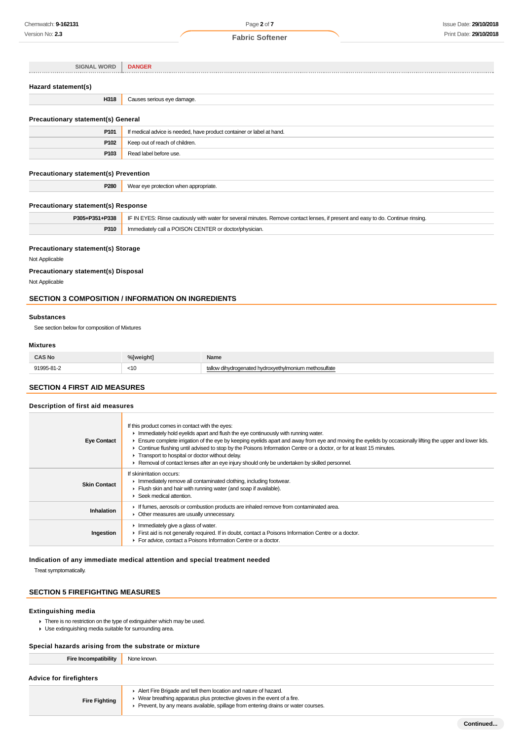| SIGNAL WORD | DANGER |
|---|---|

### Hazard statement(s)

| | |
|---|---|
| **H318** | Causes serious eye damage. |

### Precautionary statement(s) General

| | |
|---|---|
| **P101** | If medical advice is needed, have product container or label at hand. |
| **P102** | Keep out of reach of children. |
| **P103** | Read label before use. |

### Precautionary statement(s) Prevention

| | |
|---|---|
| **P280** | Wear eye protection when appropriate. |

### Precautionary statement(s) Response

| | |
|---|---|
| **P305+P351+P338** | IF IN EYES: Rinse cautiously with water for several minutes. Remove contact lenses, if present and easy to do. Continue rinsing. |
| **P310** | Immediately call a POISON CENTER or doctor/physician. |

### Precautionary statement(s) Storage

Not Applicable

### Precautionary statement(s) Disposal

Not Applicable

## SECTION 3 COMPOSITION / INFORMATION ON INGREDIENTS

### Substances

See section below for composition of Mixtures

### Mixtures

| CAS No | %[weight] | Name |
|---|---|---|
| 91995-81-2 | <10 | tallow dihydrogenated hydroxyethylmonium methosulfate |

## SECTION 4 FIRST AID MEASURES

### Description of first aid measures

| | |
|---|---|
| **Eye Contact** | If this product comes in contact with the eyes:<br>▸ Immediately hold eyelids apart and flush the eye continuously with running water.<br>▸ Ensure complete irrigation of the eye by keeping eyelids apart and away from eye and moving the eyelids by occasionally lifting the upper and lower lids.<br>▸ Continue flushing until advised to stop by the Poisons Information Centre or a doctor, or for at least 15 minutes.<br>▸ Transport to hospital or doctor without delay.<br>▸ Removal of contact lenses after an eye injury should only be undertaken by skilled personnel. |
| **Skin Contact** | If skinirritation occurs:<br>▸ Immediately remove all contaminated clothing, including footwear.<br>▸ Flush skin and hair with running water (and soap if available).<br>▸ Seek medical attention. |
| **Inhalation** | ▸ If fumes, aerosols or combustion products are inhaled remove from contaminated area.<br>▸ Other measures are usually unnecessary. |
| **Ingestion** | ▸ Immediately give a glass of water.<br>▸ First aid is not generally required. If in doubt, contact a Poisons Information Centre or a doctor.<br>▸ For advice, contact a Poisons Information Centre or a doctor. |

### Indication of any immediate medical attention and special treatment needed

Treat symptomatically.

## SECTION 5 FIREFIGHTING MEASURES

### Extinguishing media

- There is no restriction on the type of extinguisher which may be used.
- Use extinguishing media suitable for surrounding area.

### Special hazards arising from the substrate or mixture

| | |
|---|---|
| **Fire Incompatibility** | None known. |

### Advice for firefighters

| | |
|---|---|
| **Fire Fighting** | ▸ Alert Fire Brigade and tell them location and nature of hazard.<br>▸ Wear breathing apparatus plus protective gloves in the event of a fire.<br>▸ Prevent, by any means available, spillage from entering drains or water courses. |

Continued...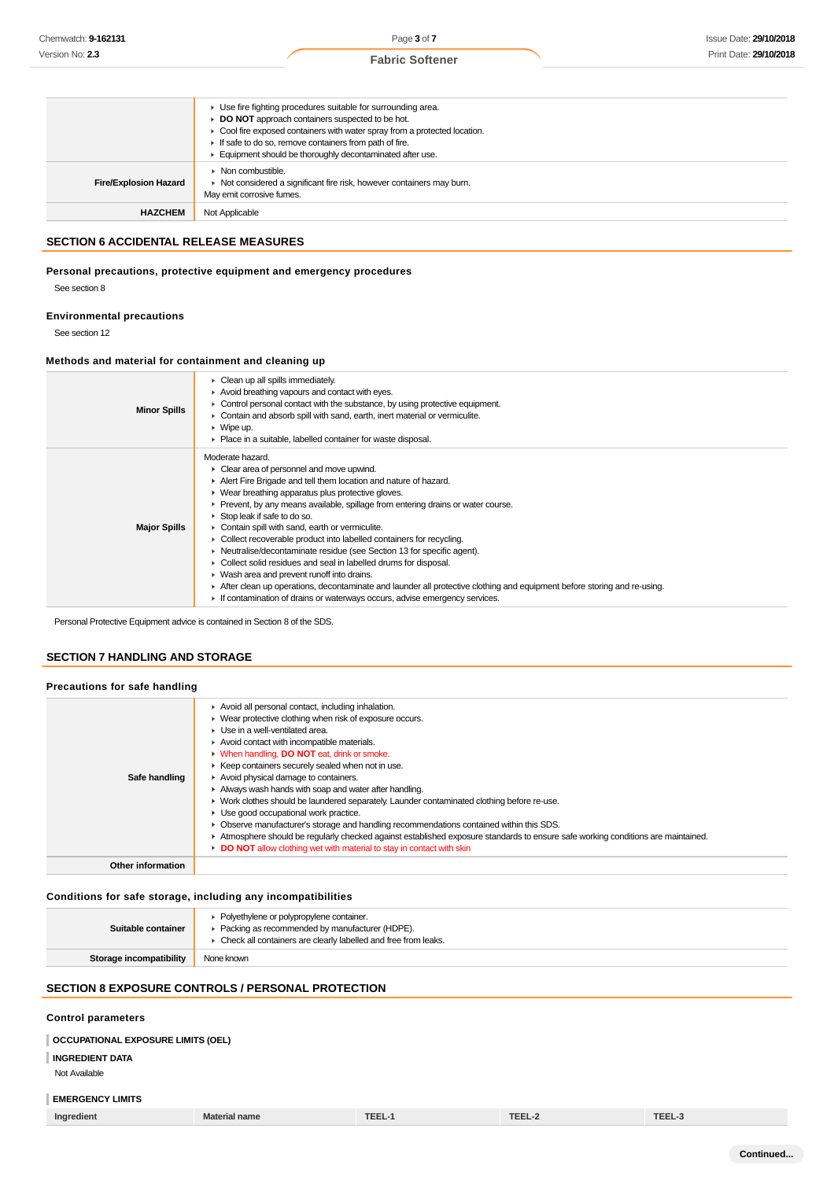| | |
|---|---|
| | - Use fire fighting procedures suitable for surrounding area.<br>- **DO NOT** approach containers suspected to be hot.<br>- Cool fire exposed containers with water spray from a protected location.<br>- If safe to do so, remove containers from path of fire.<br>- Equipment should be thoroughly decontaminated after use. |
| **Fire/Explosion Hazard** | - Non combustible.<br>- Not considered a significant fire risk, however containers may burn.<br>May emit corrosive fumes. |
| **HAZCHEM** | Not Applicable |

## SECTION 6 ACCIDENTAL RELEASE MEASURES

### Personal precautions, protective equipment and emergency procedures

See section 8

### Environmental precautions

See section 12

### Methods and material for containment and cleaning up

| | |
|---|---|
| **Minor Spills** | - Clean up all spills immediately.<br>- Avoid breathing vapours and contact with eyes.<br>- Control personal contact with the substance, by using protective equipment.<br>- Contain and absorb spill with sand, earth, inert material or vermiculite.<br>- Wipe up.<br>- Place in a suitable, labelled container for waste disposal. |
| **Major Spills** | Moderate hazard.<br>- Clear area of personnel and move upwind.<br>- Alert Fire Brigade and tell them location and nature of hazard.<br>- Wear breathing apparatus plus protective gloves.<br>- Prevent, by any means available, spillage from entering drains or water course.<br>- Stop leak if safe to do so.<br>- Contain spill with sand, earth or vermiculite.<br>- Collect recoverable product into labelled containers for recycling.<br>- Neutralise/decontaminate residue (see Section 13 for specific agent).<br>- Collect solid residues and seal in labelled drums for disposal.<br>- Wash area and prevent runoff into drains.<br>- After clean up operations, decontaminate and launder all protective clothing and equipment before storing and re-using.<br>- If contamination of drains or waterways occurs, advise emergency services. |

Personal Protective Equipment advice is contained in Section 8 of the SDS.

## SECTION 7 HANDLING AND STORAGE

### Precautions for safe handling

| | |
|---|---|
| **Safe handling** | - Avoid all personal contact, including inhalation.<br>- Wear protective clothing when risk of exposure occurs.<br>- Use in a well-ventilated area.<br>- Avoid contact with incompatible materials.<br>- When handling, **DO NOT** eat, drink or smoke.<br>- Keep containers securely sealed when not in use.<br>- Avoid physical damage to containers.<br>- Always wash hands with soap and water after handling.<br>- Work clothes should be laundered separately. Launder contaminated clothing before re-use.<br>- Use good occupational work practice.<br>- Observe manufacturer's storage and handling recommendations contained within this SDS.<br>- Atmosphere should be regularly checked against established exposure standards to ensure safe working conditions are maintained.<br>- **DO NOT** allow clothing wet with material to stay in contact with skin |
| **Other information** | |

### Conditions for safe storage, including any incompatibilities

| | |
|---|---|
| **Suitable container** | - Polyethylene or polypropylene container.<br>- Packing as recommended by manufacturer (HDPE).<br>- Check all containers are clearly labelled and free from leaks. |
| **Storage incompatibility** | None known |

## SECTION 8 EXPOSURE CONTROLS / PERSONAL PROTECTION

### Control parameters

**OCCUPATIONAL EXPOSURE LIMITS (OEL)**

**INGREDIENT DATA**

Not Available

**EMERGENCY LIMITS**

| Ingredient | Material name | TEEL-1 | TEEL-2 | TEEL-3 |
|---|---|---|---|---|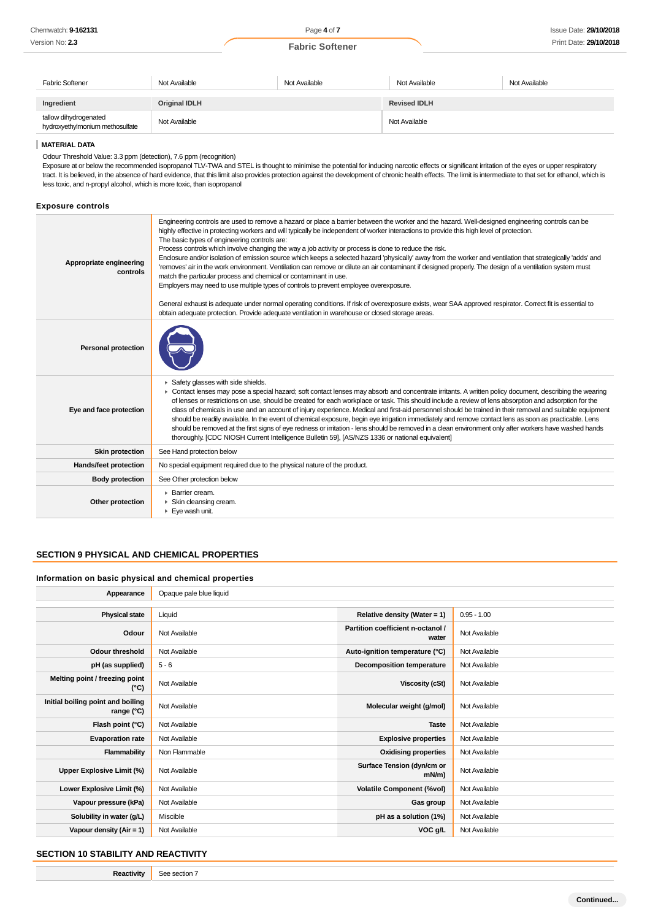| Fabric Softener | Not Available | Not Available | Not Available | Not Available |
|---|---|---|---|---|

| Ingredient | Original IDLH | Revised IDLH |
|---|---|---|
| tallow dihydrogenated hydroxyethylmonium methosulfate | Not Available | Not Available |

**MATERIAL DATA**

Odour Threshold Value: 3.3 ppm (detection), 7.6 ppm (recognition)

Exposure at or below the recommended isopropanol TLV-TWA and STEL is thought to minimise the potential for inducing narcotic effects or significant irritation of the eyes or upper respiratory tract. It is believed, in the absence of hard evidence, that this limit also provides protection against the development of chronic health effects. The limit is intermediate to that set for ethanol, which is less toxic, and n-propyl alcohol, which is more toxic, than isopropanol

### Exposure controls

| | |
|---|---|
| **Appropriate engineering controls** | Engineering controls are used to remove a hazard or place a barrier between the worker and the hazard. Well-designed engineering controls can be highly effective in protecting workers and will typically be independent of worker interactions to provide this high level of protection.<br>The basic types of engineering controls are:<br>Process controls which involve changing the way a job activity or process is done to reduce the risk.<br>Enclosure and/or isolation of emission source which keeps a selected hazard 'physically' away from the worker and ventilation that strategically 'adds' and 'removes' air in the work environment. Ventilation can remove or dilute an air contaminant if designed properly. The design of a ventilation system must match the particular process and chemical or contaminant in use.<br>Employers may need to use multiple types of controls to prevent employee overexposure.<br><br>General exhaust is adequate under normal operating conditions. If risk of overexposure exists, wear SAA approved respirator. Correct fit is essential to obtain adequate protection. Provide adequate ventilation in warehouse or closed storage areas. |
| **Personal protection** | |
| **Eye and face protection** | ▸ Safety glasses with side shields.<br>▸ Contact lenses may pose a special hazard; soft contact lenses may absorb and concentrate irritants. A written policy document, describing the wearing of lenses or restrictions on use, should be created for each workplace or task. This should include a review of lens absorption and adsorption for the class of chemicals in use and an account of injury experience. Medical and first-aid personnel should be trained in their removal and suitable equipment should be readily available. In the event of chemical exposure, begin eye irrigation immediately and remove contact lens as soon as practicable. Lens should be removed at the first signs of eye redness or irritation - lens should be removed in a clean environment only after workers have washed hands thoroughly. [CDC NIOSH Current Intelligence Bulletin 59], [AS/NZS 1336 or national equivalent] |
| **Skin protection** | See Hand protection below |
| **Hands/feet protection** | No special equipment required due to the physical nature of the product. |
| **Body protection** | See Other protection below |
| **Other protection** | ▸ Barrier cream.<br>▸ Skin cleansing cream.<br>▸ Eye wash unit. |

## SECTION 9 PHYSICAL AND CHEMICAL PROPERTIES

### Information on basic physical and chemical properties

| | | | |
|---|---|---|---|
| **Appearance** | Opaque pale blue liquid | | |
| **Physical state** | Liquid | **Relative density (Water = 1)** | 0.95 - 1.00 |
| **Odour** | Not Available | **Partition coefficient n-octanol / water** | Not Available |
| **Odour threshold** | Not Available | **Auto-ignition temperature (°C)** | Not Available |
| **pH (as supplied)** | 5 - 6 | **Decomposition temperature** | Not Available |
| **Melting point / freezing point (°C)** | Not Available | **Viscosity (cSt)** | Not Available |
| **Initial boiling point and boiling range (°C)** | Not Available | **Molecular weight (g/mol)** | Not Available |
| **Flash point (°C)** | Not Available | **Taste** | Not Available |
| **Evaporation rate** | Not Available | **Explosive properties** | Not Available |
| **Flammability** | Non Flammable | **Oxidising properties** | Not Available |
| **Upper Explosive Limit (%)** | Not Available | **Surface Tension (dyn/cm or mN/m)** | Not Available |
| **Lower Explosive Limit (%)** | Not Available | **Volatile Component (%vol)** | Not Available |
| **Vapour pressure (kPa)** | Not Available | **Gas group** | Not Available |
| **Solubility in water (g/L)** | Miscible | **pH as a solution (1%)** | Not Available |
| **Vapour density (Air = 1)** | Not Available | **VOC g/L** | Not Available |

## SECTION 10 STABILITY AND REACTIVITY

| | |
|---|---|
| **Reactivity** | See section 7 |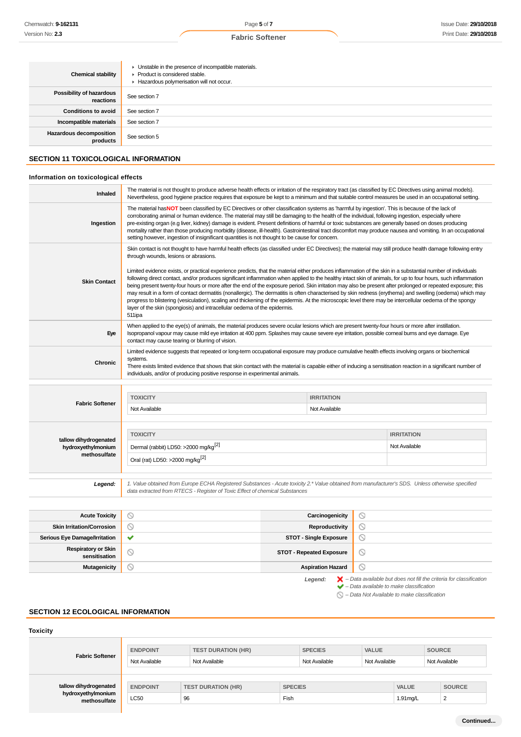| | |
|---|---|
| **Chemical stability** | ▸ Unstable in the presence of incompatible materials.<br>▸ Product is considered stable.<br>▸ Hazardous polymerisation will not occur. |
| **Possibility of hazardous reactions** | See section 7 |
| **Conditions to avoid** | See section 7 |
| **Incompatible materials** | See section 7 |
| **Hazardous decomposition products** | See section 5 |

## SECTION 11 TOXICOLOGICAL INFORMATION

### Information on toxicological effects

| | |
|---|---|
| **Inhaled** | The material is not thought to produce adverse health effects or irritation of the respiratory tract (as classified by EC Directives using animal models). Nevertheless, good hygiene practice requires that exposure be kept to a minimum and that suitable control measures be used in an occupational setting. |
| **Ingestion** | The material has**NOT** been classified by EC Directives or other classification systems as 'harmful by ingestion'. This is because of the lack of corroborating animal or human evidence. The material may still be damaging to the health of the individual, following ingestion, especially where pre-existing organ (e.g liver, kidney) damage is evident. Present definitions of harmful or toxic substances are generally based on doses producing mortality rather than those producing morbidity (disease, ill-health). Gastrointestinal tract discomfort may produce nausea and vomiting. In an occupational setting however, ingestion of insignificant quantities is not thought to be cause for concern. |
| **Skin Contact** | Skin contact is not thought to have harmful health effects (as classified under EC Directives); the material may still produce health damage following entry through wounds, lesions or abrasions.<br><br>Limited evidence exists, or practical experience predicts, that the material either produces inflammation of the skin in a substantial number of individuals following direct contact, and/or produces significant inflammation when applied to the healthy intact skin of animals, for up to four hours, such inflammation being present twenty-four hours or more after the end of the exposure period. Skin irritation may also be present after prolonged or repeated exposure; this may result in a form of contact dermatitis (nonallergic). The dermatitis is often characterised by skin redness (erythema) and swelling (oedema) which may progress to blistering (vesiculation), scaling and thickening of the epidermis. At the microscopic level there may be intercellular oedema of the spongy layer of the skin (spongiosis) and intracellular oedema of the epidermis.<br>511ipa |
| **Eye** | When applied to the eye(s) of animals, the material produces severe ocular lesions which are present twenty-four hours or more after instillation. Isopropanol vapour may cause mild eye irritation at 400 ppm. Splashes may cause severe eye irritation, possible corneal burns and eye damage. Eye contact may cause tearing or blurring of vision. |
| **Chronic** | Limited evidence suggests that repeated or long-term occupational exposure may produce cumulative health effects involving organs or biochemical systems.<br>There exists limited evidence that shows that skin contact with the material is capable either of inducing a sensitisation reaction in a significant number of individuals, and/or of producing positive response in experimental animals. |

**Fabric Softener**

| TOXICITY | IRRITATION |
|---|---|
| Not Available | Not Available |

**tallow dihydrogenated hydroxyethylmonium methosulfate**

| TOXICITY | IRRITATION |
|---|---|
| Dermal (rabbit) LD50: >2000 mg/kg[2] | Not Available |
| Oral (rat) LD50: >2000 mg/kg[2] | |

***Legend:*** *1. Value obtained from Europe ECHA Registered Substances - Acute toxicity 2.\* Value obtained from manufacturer's SDS. Unless otherwise specified data extracted from RTECS - Register of Toxic Effect of chemical Substances*

| | | | |
|---|---|---|---|
| **Acute Toxicity** | ⃠ | **Carcinogenicity** | ⃠ |
| **Skin Irritation/Corrosion** | ⃠ | **Reproductivity** | ⃠ |
| **Serious Eye Damage/Irritation** | ✔ | **STOT - Single Exposure** | ⃠ |
| **Respiratory or Skin sensitisation** | ⃠ | **STOT - Repeated Exposure** | ⃠ |
| **Mutagenicity** | ⃠ | **Aspiration Hazard** | ⃠ |

***Legend:***
- ✘ *– Data available but does not fill the criteria for classification*
- ✔ *– Data available to make classification*
- ⃠ *– Data Not Available to make classification*

## SECTION 12 ECOLOGICAL INFORMATION

### Toxicity

**Fabric Softener**

| ENDPOINT | TEST DURATION (HR) | SPECIES | VALUE | SOURCE |
|---|---|---|---|---|
| Not Available | Not Available | Not Available | Not Available | Not Available |

**tallow dihydrogenated hydroxyethylmonium methosulfate**

| ENDPOINT | TEST DURATION (HR) | SPECIES | VALUE | SOURCE |
|---|---|---|---|---|
| LC50 | 96 | Fish | 1.91mg/L | 2 |

Continued...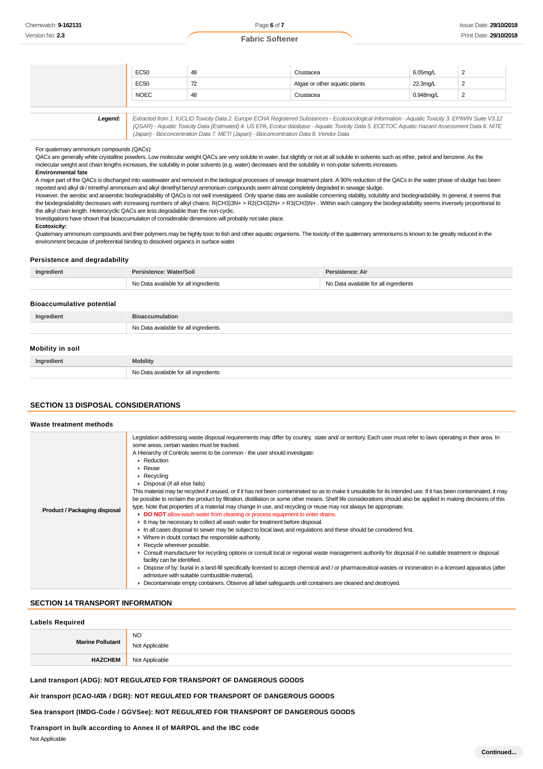| | EC50 | 48 | Crustacea | 6.05mg/L | 2 |
|---|---|---|---|---|---|
| | EC50 | 72 | Algae or other aquatic plants | 22.3mg/L | 2 |
| | NOEC | 48 | Crustacea | 0.948mg/L | 2 |

| | |
|---|---|
| ***Legend:*** | *Extracted from 1. IUCLID Toxicity Data 2. Europe ECHA Registered Substances - Ecotoxicological Information - Aquatic Toxicity 3. EPIWIN Suite V3.12 (QSAR) - Aquatic Toxicity Data (Estimated) 4. US EPA, Ecotox database - Aquatic Toxicity Data 5. ECETOC Aquatic Hazard Assessment Data 6. NITE (Japan) - Bioconcentration Data 7. METI (Japan) - Bioconcentration Data 8. Vendor Data* |

For quaternary ammonium compounds (QACs):

QACs are generally white crystalline powders. Low molecular weight QACs are very soluble in water, but slightly or not at all soluble in solvents such as ether, petrol and benzene. As the molecular weight and chain lengths increases, the solubility in polar solvents (e.g. water) decreases and the solubility in non-polar solvents increases.

**Environmental fate**

A major part of the QACs is discharged into wastewater and removed in the biological processes of sewage treatment plant. A 90% reduction of the QACs in the water phase of sludge has been reported and alkyl di-/ trimethyl ammonium and alkyl dimethyl benzyl ammonium compounds seem almost completely degraded in sewage sludge.

However, the aerobic and anaerobic biodegradability of QACs is not well investigated. Only sparse data are available concerning stability, solubility and biodegradability. In general, it seems that the biodegradability decreases with increasing numbers of alkyl chains: $R(CH_3)_3N^+$ > $R_2(CH_3)_2N^+$ > $R_3(CH_3)N^+$ . Within each category the biodegradability seems inversely proportional to the alkyl chain length. Heterocyclic QACs are less degradable than the non-cyclic.

Investigations have shown that bioaccumulation of considerable dimensions will probably not take place.

**Ecotoxicity:**

Quaternary ammonium compounds and their polymers may be highly toxic to fish and other aquatic organisms. The toxicity of the quaternary ammoniums is known to be greatly reduced in the environment because of preferential binding to dissolved organics in surface water.

### Persistence and degradability

| Ingredient | Persistence: Water/Soil | Persistence: Air |
|---|---|---|
| | No Data available for all ingredients | No Data available for all ingredients |

### Bioaccumulative potential

| Ingredient | Bioaccumulation |
|---|---|
| | No Data available for all ingredients |

### Mobility in soil

| Ingredient | Mobility |
|---|---|
| | No Data available for all ingredients |

## SECTION 13 DISPOSAL CONSIDERATIONS

### Waste treatment methods

| | |
|---|---|
| **Product / Packaging disposal** | Legislation addressing waste disposal requirements may differ by country, state and/ or territory. Each user must refer to laws operating in their area. In some areas, certain wastes must be tracked.<br>A Hierarchy of Controls seems to be common - the user should investigate:<br>▸ Reduction<br>▸ Reuse<br>▸ Recycling<br>▸ Disposal (if all else fails)<br>This material may be recycled if unused, or if it has not been contaminated so as to make it unsuitable for its intended use. If it has been contaminated, it may be possible to reclaim the product by filtration, distillation or some other means. Shelf life considerations should also be applied in making decisions of this type. Note that properties of a material may change in use, and recycling or reuse may not always be appropriate.<br>▸ **DO NOT** allow wash water from cleaning or process equipment to enter drains.<br>▸ It may be necessary to collect all wash water for treatment before disposal.<br>▸ In all cases disposal to sewer may be subject to local laws and regulations and these should be considered first.<br>▸ Where in doubt contact the responsible authority.<br>▸ Recycle wherever possible.<br>▸ Consult manufacturer for recycling options or consult local or regional waste management authority for disposal if no suitable treatment or disposal facility can be identified.<br>▸ Dispose of by: burial in a land-fill specifically licensed to accept chemical and / or pharmaceutical wastes or incineration in a licensed apparatus (after admixture with suitable combustible material).<br>▸ Decontaminate empty containers. Observe all label safeguards until containers are cleaned and destroyed. |

## SECTION 14 TRANSPORT INFORMATION

### Labels Required

| | |
|---|---|
| **Marine Pollutant** | NO<br>Not Applicable |
| **HAZCHEM** | Not Applicable |

**Land transport (ADG): NOT REGULATED FOR TRANSPORT OF DANGEROUS GOODS**

**Air transport (ICAO-IATA / DGR): NOT REGULATED FOR TRANSPORT OF DANGEROUS GOODS**

**Sea transport (IMDG-Code / GGVSee): NOT REGULATED FOR TRANSPORT OF DANGEROUS GOODS**

**Transport in bulk according to Annex II of MARPOL and the IBC code**

Not Applicable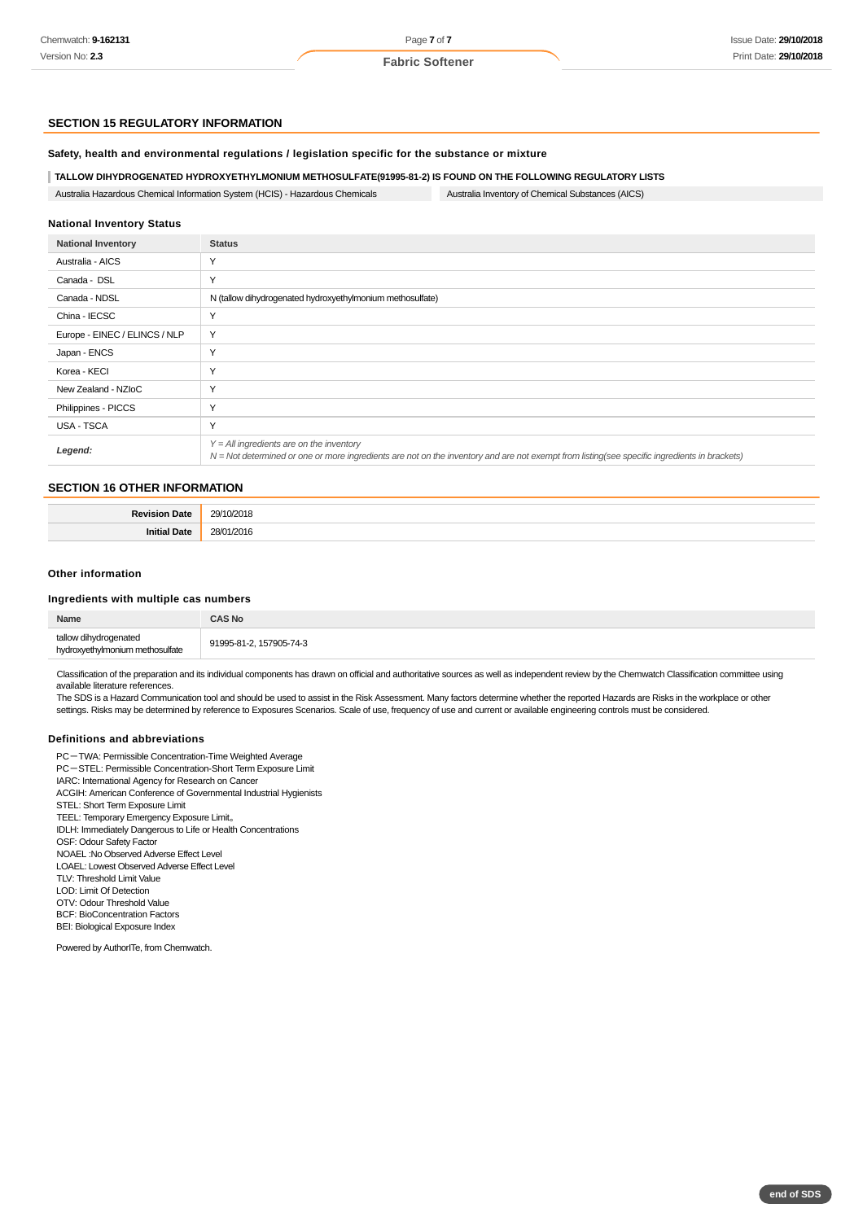## SECTION 15 REGULATORY INFORMATION

### Safety, health and environmental regulations / legislation specific for the substance or mixture

**TALLOW DIHYDROGENATED HYDROXYETHYLMONIUM METHOSULFATE(91995-81-2) IS FOUND ON THE FOLLOWING REGULATORY LISTS**

| | |
|---|---|
| Australia Hazardous Chemical Information System (HCIS) - Hazardous Chemicals | Australia Inventory of Chemical Substances (AICS) |

### National Inventory Status

| National Inventory | Status |
|---|---|
| Australia - AICS | Y |
| Canada - DSL | Y |
| Canada - NDSL | N (tallow dihydrogenated hydroxyethylmonium methosulfate) |
| China - IECSC | Y |
| Europe - EINEC / ELINCS / NLP | Y |
| Japan - ENCS | Y |
| Korea - KECI | Y |
| New Zealand - NZIoC | Y |
| Philippines - PICCS | Y |
| USA - TSCA | Y |
| ***Legend:*** | *Y = All ingredients are on the inventory*<br>*N = Not determined or one or more ingredients are not on the inventory and are not exempt from listing(see specific ingredients in brackets)* |

## SECTION 16 OTHER INFORMATION

| | |
|---|---|
| **Revision Date** | 29/10/2018 |
| **Initial Date** | 28/01/2016 |

### Other information

### Ingredients with multiple cas numbers

| Name | CAS No |
|---|---|
| tallow dihydrogenated hydroxyethylmonium methosulfate | 91995-81-2, 157905-74-3 |

Classification of the preparation and its individual components has drawn on official and authoritative sources as well as independent review by the Chemwatch Classification committee using available literature references.

The SDS is a Hazard Communication tool and should be used to assist in the Risk Assessment. Many factors determine whether the reported Hazards are Risks in the workplace or other settings. Risks may be determined by reference to Exposures Scenarios. Scale of use, frequency of use and current or available engineering controls must be considered.

### Definitions and abbreviations

PC－TWA: Permissible Concentration-Time Weighted Average
PC－STEL: Permissible Concentration-Short Term Exposure Limit
IARC: International Agency for Research on Cancer
ACGIH: American Conference of Governmental Industrial Hygienists
STEL: Short Term Exposure Limit
TEEL: Temporary Emergency Exposure Limit。
IDLH: Immediately Dangerous to Life or Health Concentrations
OSF: Odour Safety Factor
NOAEL :No Observed Adverse Effect Level
LOAEL: Lowest Observed Adverse Effect Level
TLV: Threshold Limit Value
LOD: Limit Of Detection
OTV: Odour Threshold Value
BCF: BioConcentration Factors
BEI: Biological Exposure Index

Powered by AuthorITe, from Chemwatch.

end of SDS